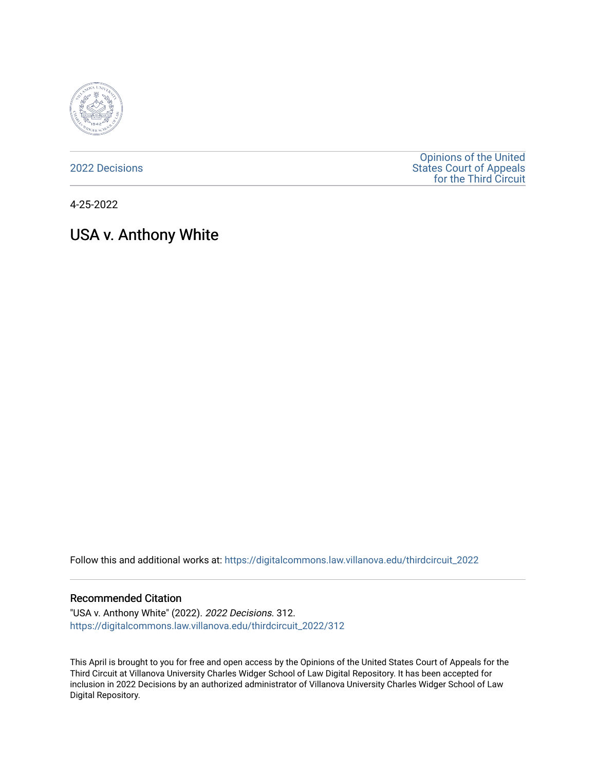2022 Decisions

Opinions of the United States Court of Appeals for the Third Circuit

4-25-2022

# USA v. Anthony White

Follow this and additional works at: https://digitalcommons.law.villanova.edu/thirdcircuit_2022

## Recommended Citation

"USA v. Anthony White" (2022). *2022 Decisions*. 312.
https://digitalcommons.law.villanova.edu/thirdcircuit_2022/312

This April is brought to you for free and open access by the Opinions of the United States Court of Appeals for the Third Circuit at Villanova University Charles Widger School of Law Digital Repository. It has been accepted for inclusion in 2022 Decisions by an authorized administrator of Villanova University Charles Widger School of Law Digital Repository.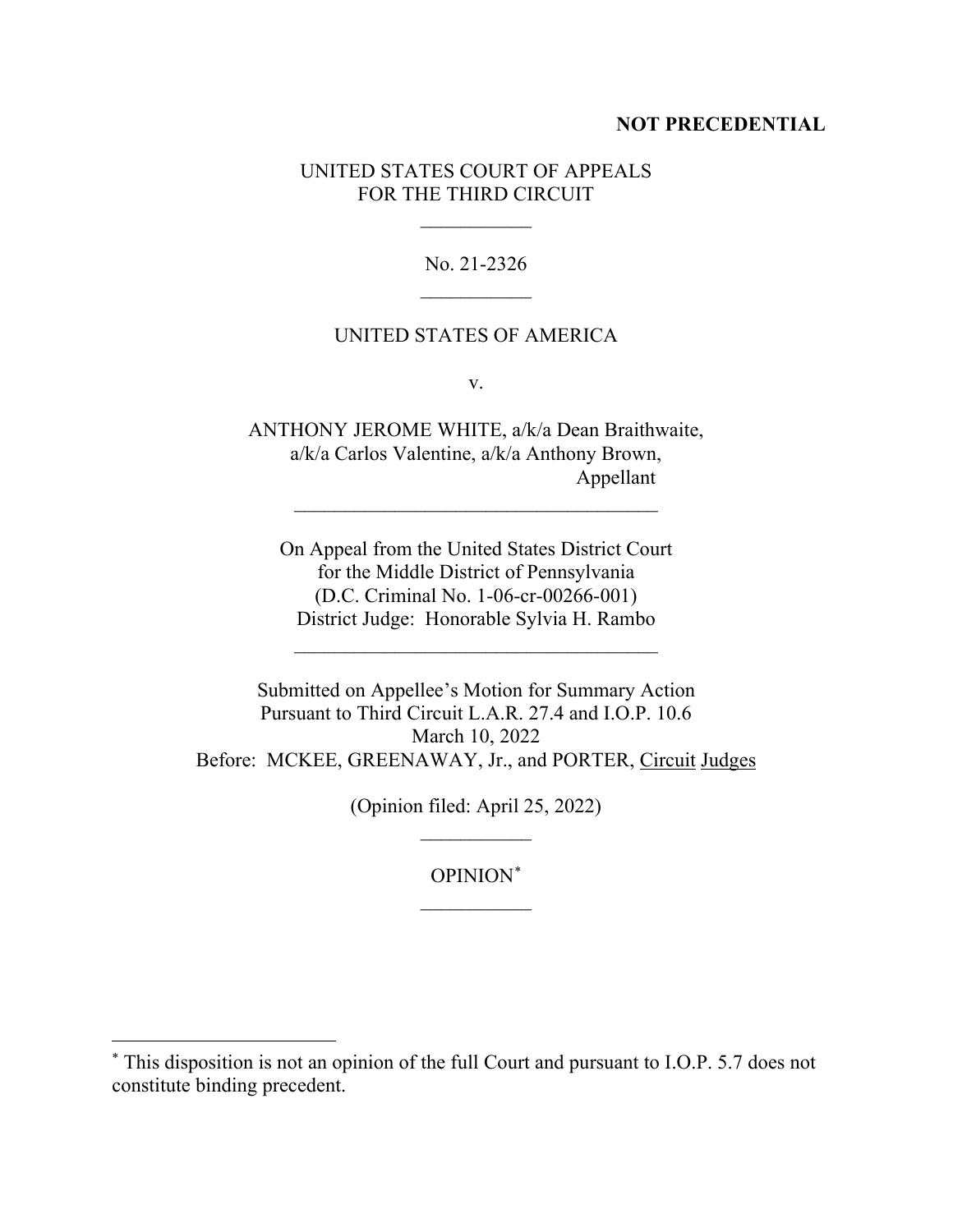**NOT PRECEDENTIAL**

UNITED STATES COURT OF APPEALS
FOR THE THIRD CIRCUIT

\_\_\_\_\_\_\_\_\_\_\_

No. 21-2326

\_\_\_\_\_\_\_\_\_\_\_

UNITED STATES OF AMERICA

v.

ANTHONY JEROME WHITE, a/k/a Dean Braithwaite,
a/k/a Carlos Valentine, a/k/a Anthony Brown,
Appellant

\_\_\_\_\_\_\_\_\_\_\_\_\_\_\_\_\_\_\_\_\_\_\_\_\_\_\_\_\_\_\_\_\_\_\_\_

On Appeal from the United States District Court
for the Middle District of Pennsylvania
(D.C. Criminal No. 1-06-cr-00266-001)
District Judge: Honorable Sylvia H. Rambo

\_\_\_\_\_\_\_\_\_\_\_\_\_\_\_\_\_\_\_\_\_\_\_\_\_\_\_\_\_\_\_\_\_\_\_\_

Submitted on Appellee's Motion for Summary Action
Pursuant to Third Circuit L.A.R. 27.4 and I.O.P. 10.6
March 10, 2022
Before: MCKEE, GREENAWAY, Jr., and PORTER, Circuit Judges

(Opinion filed: April 25, 2022)

\_\_\_\_\_\_\_\_\_\_\_

OPINION*

\_\_\_\_\_\_\_\_\_\_\_

---

\* This disposition is not an opinion of the full Court and pursuant to I.O.P. 5.7 does not constitute binding precedent.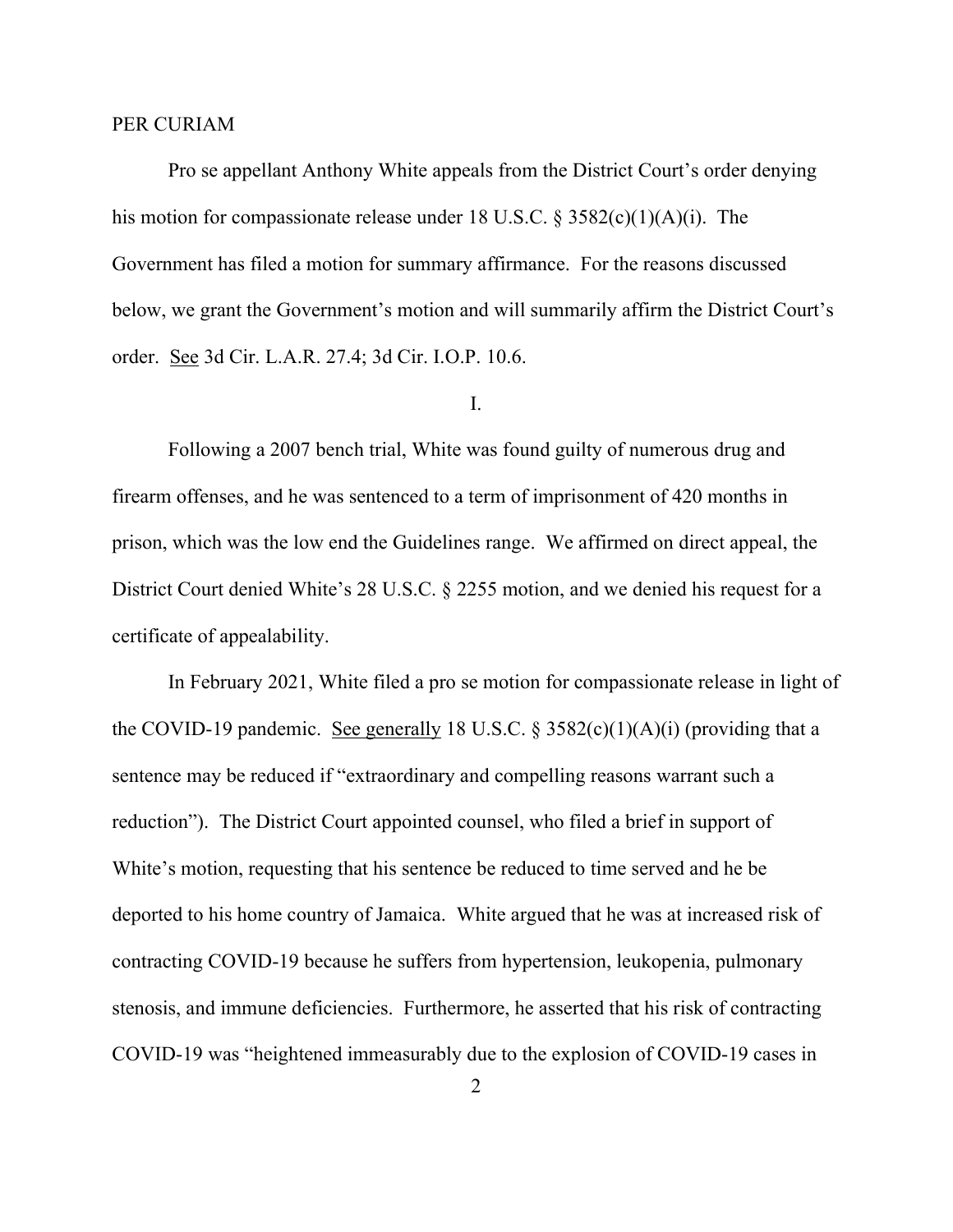PER CURIAM

Pro se appellant Anthony White appeals from the District Court's order denying his motion for compassionate release under 18 U.S.C. § 3582(c)(1)(A)(i). The Government has filed a motion for summary affirmance. For the reasons discussed below, we grant the Government's motion and will summarily affirm the District Court's order. See 3d Cir. L.A.R. 27.4; 3d Cir. I.O.P. 10.6.

I.

Following a 2007 bench trial, White was found guilty of numerous drug and firearm offenses, and he was sentenced to a term of imprisonment of 420 months in prison, which was the low end the Guidelines range. We affirmed on direct appeal, the District Court denied White's 28 U.S.C. § 2255 motion, and we denied his request for a certificate of appealability.

In February 2021, White filed a pro se motion for compassionate release in light of the COVID-19 pandemic. See generally 18 U.S.C. § 3582(c)(1)(A)(i) (providing that a sentence may be reduced if "extraordinary and compelling reasons warrant such a reduction"). The District Court appointed counsel, who filed a brief in support of White's motion, requesting that his sentence be reduced to time served and he be deported to his home country of Jamaica. White argued that he was at increased risk of contracting COVID-19 because he suffers from hypertension, leukopenia, pulmonary stenosis, and immune deficiencies. Furthermore, he asserted that his risk of contracting COVID-19 was "heightened immeasurably due to the explosion of COVID-19 cases in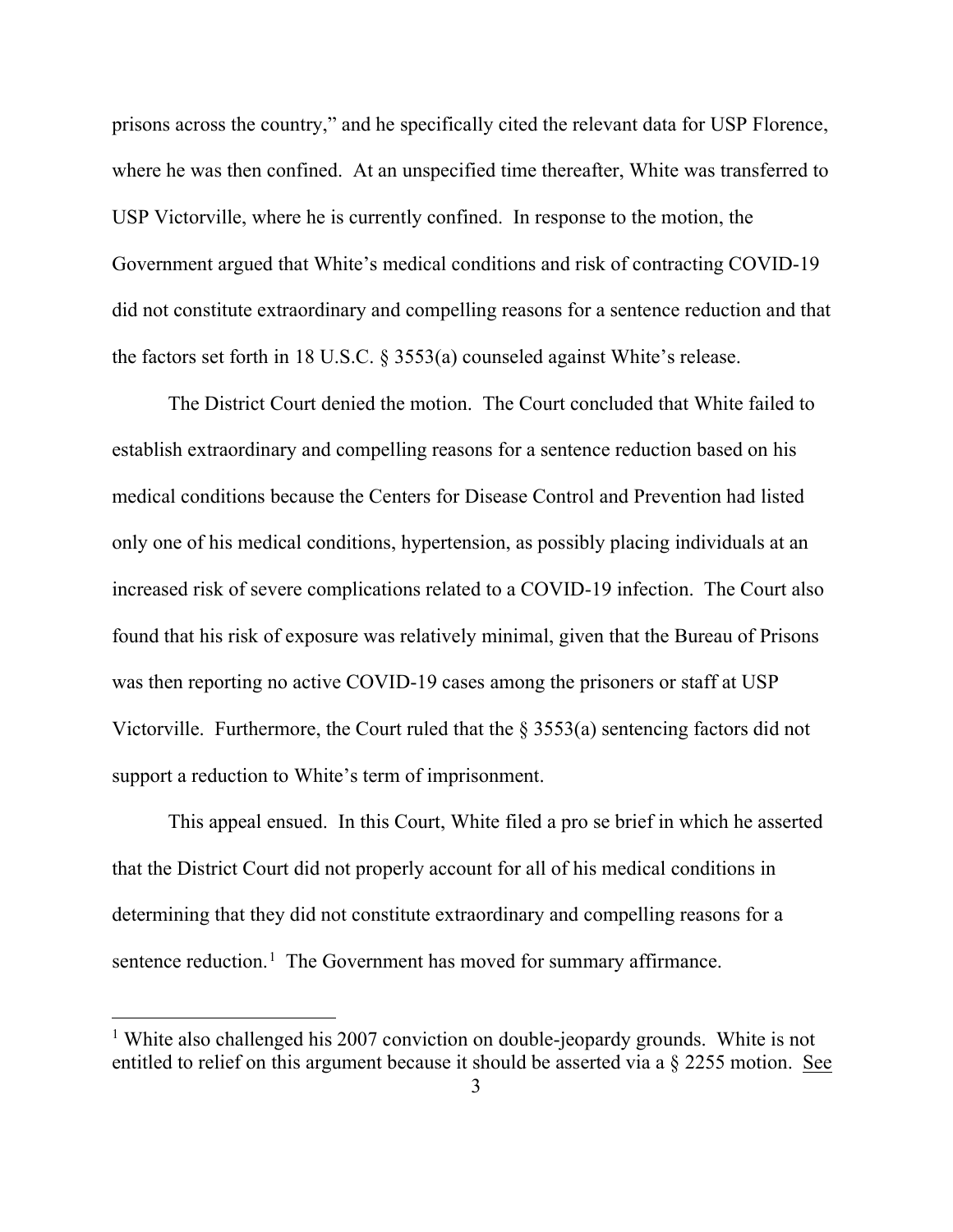prisons across the country," and he specifically cited the relevant data for USP Florence, where he was then confined. At an unspecified time thereafter, White was transferred to USP Victorville, where he is currently confined. In response to the motion, the Government argued that White's medical conditions and risk of contracting COVID-19 did not constitute extraordinary and compelling reasons for a sentence reduction and that the factors set forth in 18 U.S.C. § 3553(a) counseled against White's release.

The District Court denied the motion. The Court concluded that White failed to establish extraordinary and compelling reasons for a sentence reduction based on his medical conditions because the Centers for Disease Control and Prevention had listed only one of his medical conditions, hypertension, as possibly placing individuals at an increased risk of severe complications related to a COVID-19 infection. The Court also found that his risk of exposure was relatively minimal, given that the Bureau of Prisons was then reporting no active COVID-19 cases among the prisoners or staff at USP Victorville. Furthermore, the Court ruled that the § 3553(a) sentencing factors did not support a reduction to White's term of imprisonment.

This appeal ensued. In this Court, White filed a pro se brief in which he asserted that the District Court did not properly account for all of his medical conditions in determining that they did not constitute extraordinary and compelling reasons for a sentence reduction.[1] The Government has moved for summary affirmance.

---

[1] White also challenged his 2007 conviction on double-jeopardy grounds. White is not entitled to relief on this argument because it should be asserted via a § 2255 motion. See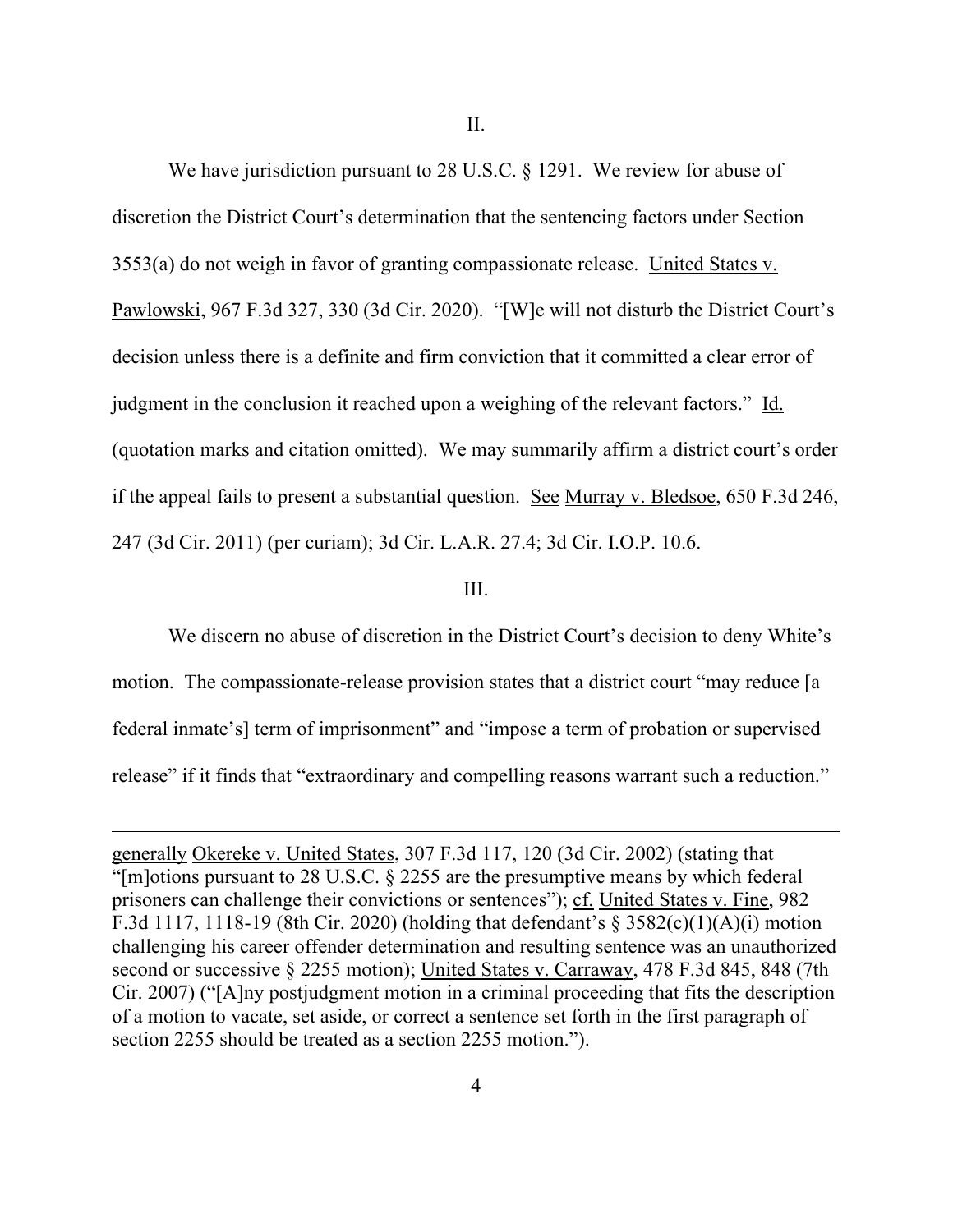II.

We have jurisdiction pursuant to 28 U.S.C. § 1291. We review for abuse of discretion the District Court's determination that the sentencing factors under Section 3553(a) do not weigh in favor of granting compassionate release. United States v. Pawlowski, 967 F.3d 327, 330 (3d Cir. 2020). "[W]e will not disturb the District Court's decision unless there is a definite and firm conviction that it committed a clear error of judgment in the conclusion it reached upon a weighing of the relevant factors." Id. (quotation marks and citation omitted). We may summarily affirm a district court's order if the appeal fails to present a substantial question. See Murray v. Bledsoe, 650 F.3d 246, 247 (3d Cir. 2011) (per curiam); 3d Cir. L.A.R. 27.4; 3d Cir. I.O.P. 10.6.

III.

We discern no abuse of discretion in the District Court's decision to deny White's motion. The compassionate-release provision states that a district court "may reduce [a federal inmate's] term of imprisonment" and "impose a term of probation or supervised release" if it finds that "extraordinary and compelling reasons warrant such a reduction."

---

generally Okereke v. United States, 307 F.3d 117, 120 (3d Cir. 2002) (stating that "[m]otions pursuant to 28 U.S.C. § 2255 are the presumptive means by which federal prisoners can challenge their convictions or sentences"); cf. United States v. Fine, 982 F.3d 1117, 1118-19 (8th Cir. 2020) (holding that defendant's § 3582(c)(1)(A)(i) motion challenging his career offender determination and resulting sentence was an unauthorized second or successive § 2255 motion); United States v. Carraway, 478 F.3d 845, 848 (7th Cir. 2007) ("[A]ny postjudgment motion in a criminal proceeding that fits the description of a motion to vacate, set aside, or correct a sentence set forth in the first paragraph of section 2255 should be treated as a section 2255 motion.").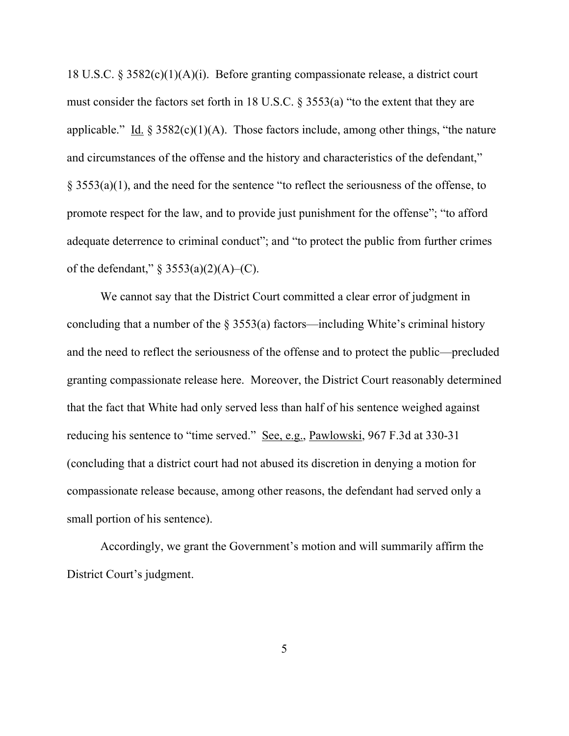18 U.S.C. § 3582(c)(1)(A)(i). Before granting compassionate release, a district court must consider the factors set forth in 18 U.S.C. § 3553(a) "to the extent that they are applicable." Id. § 3582(c)(1)(A). Those factors include, among other things, "the nature and circumstances of the offense and the history and characteristics of the defendant," § 3553(a)(1), and the need for the sentence "to reflect the seriousness of the offense, to promote respect for the law, and to provide just punishment for the offense"; "to afford adequate deterrence to criminal conduct"; and "to protect the public from further crimes of the defendant," § 3553(a)(2)(A)–(C).

We cannot say that the District Court committed a clear error of judgment in concluding that a number of the § 3553(a) factors—including White's criminal history and the need to reflect the seriousness of the offense and to protect the public—precluded granting compassionate release here. Moreover, the District Court reasonably determined that the fact that White had only served less than half of his sentence weighed against reducing his sentence to "time served." See, e.g., Pawlowski, 967 F.3d at 330-31 (concluding that a district court had not abused its discretion in denying a motion for compassionate release because, among other reasons, the defendant had served only a small portion of his sentence).

Accordingly, we grant the Government's motion and will summarily affirm the District Court's judgment.